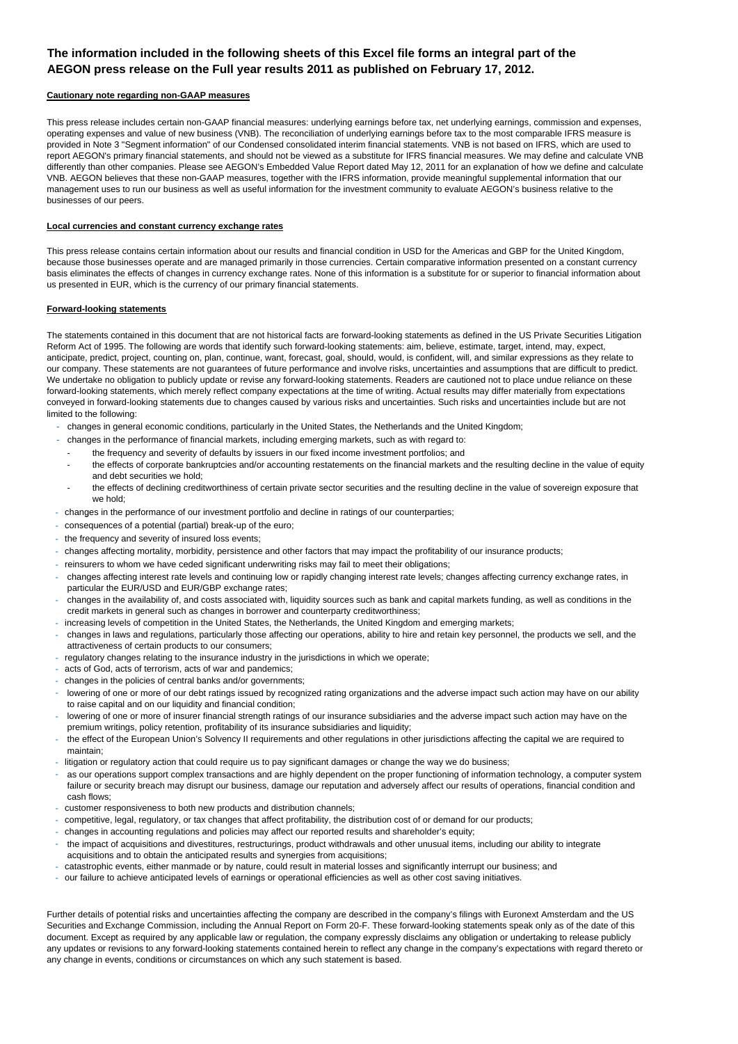## The information included in the following sheets of this Excel file forms an integral part of the AEGON press release on the Full year results 2011 as published on February 17, 2012.

**Cautionary note regarding non-GAAP measures**

This press release includes certain non-GAAP financial measures: underlying earnings before tax, net underlying earnings, commission and expenses, operating expenses and value of new business (VNB). The reconciliation of underlying earnings before tax to the most comparable IFRS measure is provided in Note 3 "Segment information" of our Condensed consolidated interim financial statements. VNB is not based on IFRS, which are used to report AEGON's primary financial statements, and should not be viewed as a substitute for IFRS financial measures. We may define and calculate VNB differently than other companies. Please see AEGON's Embedded Value Report dated May 12, 2011 for an explanation of how we define and calculate VNB. AEGON believes that these non-GAAP measures, together with the IFRS information, provide meaningful supplemental information that our management uses to run our business as well as useful information for the investment community to evaluate AEGON's business relative to the businesses of our peers.

**Local currencies and constant currency exchange rates**

This press release contains certain information about our results and financial condition in USD for the Americas and GBP for the United Kingdom, because those businesses operate and are managed primarily in those currencies. Certain comparative information presented on a constant currency basis eliminates the effects of changes in currency exchange rates. None of this information is a substitute for or superior to financial information about us presented in EUR, which is the currency of our primary financial statements.

**Forward-looking statements**

The statements contained in this document that are not historical facts are forward-looking statements as defined in the US Private Securities Litigation Reform Act of 1995. The following are words that identify such forward-looking statements: aim, believe, estimate, target, intend, may, expect, anticipate, predict, project, counting on, plan, continue, want, forecast, goal, should, would, is confident, will, and similar expressions as they relate to our company. These statements are not guarantees of future performance and involve risks, uncertainties and assumptions that are difficult to predict. We undertake no obligation to publicly update or revise any forward-looking statements. Readers are cautioned not to place undue reliance on these forward-looking statements, which merely reflect company expectations at the time of writing. Actual results may differ materially from expectations conveyed in forward-looking statements due to changes caused by various risks and uncertainties. Such risks and uncertainties include but are not limited to the following:

- changes in general economic conditions, particularly in the United States, the Netherlands and the United Kingdom;
- changes in the performance of financial markets, including emerging markets, such as with regard to:
  - the frequency and severity of defaults by issuers in our fixed income investment portfolios; and
  - the effects of corporate bankruptcies and/or accounting restatements on the financial markets and the resulting decline in the value of equity and debt securities we hold;
  - the effects of declining creditworthiness of certain private sector securities and the resulting decline in the value of sovereign exposure that we hold;
- changes in the performance of our investment portfolio and decline in ratings of our counterparties;
- consequences of a potential (partial) break-up of the euro;
- the frequency and severity of insured loss events;
- changes affecting mortality, morbidity, persistence and other factors that may impact the profitability of our insurance products;
- reinsurers to whom we have ceded significant underwriting risks may fail to meet their obligations;
- changes affecting interest rate levels and continuing low or rapidly changing interest rate levels; changes affecting currency exchange rates, in particular the EUR/USD and EUR/GBP exchange rates;
- changes in the availability of, and costs associated with, liquidity sources such as bank and capital markets funding, as well as conditions in the credit markets in general such as changes in borrower and counterparty creditworthiness;
- increasing levels of competition in the United States, the Netherlands, the United Kingdom and emerging markets;
- changes in laws and regulations, particularly those affecting our operations, ability to hire and retain key personnel, the products we sell, and the attractiveness of certain products to our consumers;
- regulatory changes relating to the insurance industry in the jurisdictions in which we operate;
- acts of God, acts of terrorism, acts of war and pandemics;
- changes in the policies of central banks and/or governments;
- lowering of one or more of our debt ratings issued by recognized rating organizations and the adverse impact such action may have on our ability to raise capital and on our liquidity and financial condition;
- lowering of one or more of insurer financial strength ratings of our insurance subsidiaries and the adverse impact such action may have on the premium writings, policy retention, profitability of its insurance subsidiaries and liquidity;
- the effect of the European Union's Solvency II requirements and other regulations in other jurisdictions affecting the capital we are required to maintain;
- litigation or regulatory action that could require us to pay significant damages or change the way we do business;
- as our operations support complex transactions and are highly dependent on the proper functioning of information technology, a computer system failure or security breach may disrupt our business, damage our reputation and adversely affect our results of operations, financial condition and cash flows;
- customer responsiveness to both new products and distribution channels;
- competitive, legal, regulatory, or tax changes that affect profitability, the distribution cost of or demand for our products;
- changes in accounting regulations and policies may affect our reported results and shareholder's equity;
- the impact of acquisitions and divestitures, restructurings, product withdrawals and other unusual items, including our ability to integrate acquisitions and to obtain the anticipated results and synergies from acquisitions;
- catastrophic events, either manmade or by nature, could result in material losses and significantly interrupt our business; and
- our failure to achieve anticipated levels of earnings or operational efficiencies as well as other cost saving initiatives.

Further details of potential risks and uncertainties affecting the company are described in the company's filings with Euronext Amsterdam and the US Securities and Exchange Commission, including the Annual Report on Form 20-F. These forward-looking statements speak only as of the date of this document. Except as required by any applicable law or regulation, the company expressly disclaims any obligation or undertaking to release publicly any updates or revisions to any forward-looking statements contained herein to reflect any change in the company's expectations with regard thereto or any change in events, conditions or circumstances on which any such statement is based.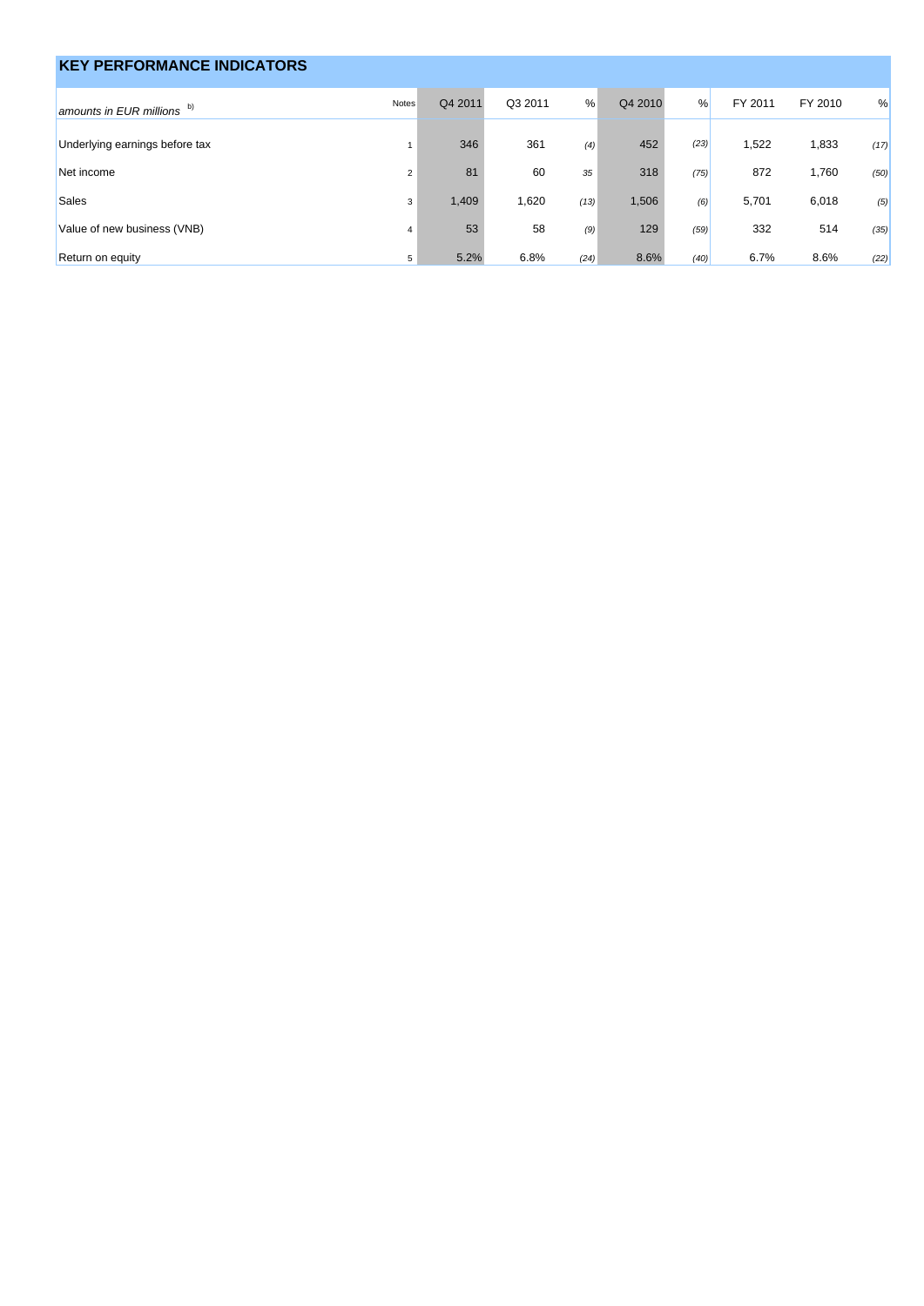## KEY PERFORMANCE INDICATORS

| *amounts in EUR millions* b) | Notes | Q4 2011 | Q3 2011 | % | Q4 2010 | % | FY 2011 | FY 2010 | % |
|---|---|---|---|---|---|---|---|---|---|
| Underlying earnings before tax | 1 | 346 | 361 | (4) | 452 | (23) | 1,522 | 1,833 | (17) |
| Net income | 2 | 81 | 60 | 35 | 318 | (75) | 872 | 1,760 | (50) |
| Sales | 3 | 1,409 | 1,620 | (13) | 1,506 | (6) | 5,701 | 6,018 | (5) |
| Value of new business (VNB) | 4 | 53 | 58 | (9) | 129 | (59) | 332 | 514 | (35) |
| Return on equity | 5 | 5.2% | 6.8% | (24) | 8.6% | (40) | 6.7% | 8.6% | (22) |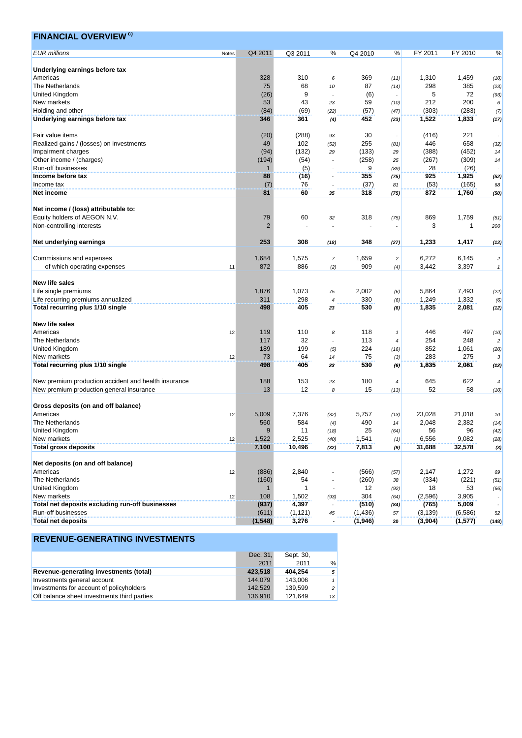## FINANCIAL OVERVIEW [c)]

| EUR millions | Notes | Q4 2011 | Q3 2011 | % | Q4 2010 | % | FY 2011 | FY 2010 | % |
|---|---|---|---|---|---|---|---|---|---|
| **Underlying earnings before tax** | | | | | | | | | |
| Americas | | 328 | 310 | 6 | 369 | (11) | 1,310 | 1,459 | (10) |
| The Netherlands | | 75 | 68 | 10 | 87 | (14) | 298 | 385 | (23) |
| United Kingdom | | (26) | 9 | - | (6) | - | 5 | 72 | (93) |
| New markets | | 53 | 43 | 23 | 59 | (10) | 212 | 200 | 6 |
| Holding and other | | (84) | (69) | (22) | (57) | (47) | (303) | (283) | (7) |
| **Underlying earnings before tax** | | **346** | **361** | **(4)** | **452** | **(23)** | **1,522** | **1,833** | **(17)** |
| | | | | | | | | | |
| Fair value items | | (20) | (288) | 93 | 30 | - | (416) | 221 | - |
| Realized gains / (losses) on investments | | 49 | 102 | (52) | 255 | (81) | 446 | 658 | (32) |
| Impairment charges | | (94) | (132) | 29 | (133) | 29 | (388) | (452) | 14 |
| Other income / (charges) | | (194) | (54) | - | (258) | 25 | (267) | (309) | 14 |
| Run-off businesses | | 1 | (5) | - | 9 | (89) | 28 | (26) | - |
| **Income before tax** | | **88** | **(16)** | **-** | **355** | **(75)** | **925** | **1,925** | **(52)** |
| Income tax | | (7) | 76 | - | (37) | 81 | (53) | (165) | 68 |
| **Net income** | | **81** | **60** | **35** | **318** | **(75)** | **872** | **1,760** | **(50)** |
| | | | | | | | | | |
| **Net income / (loss) attributable to:** | | | | | | | | | |
| Equity holders of AEGON N.V. | | 79 | 60 | 32 | 318 | (75) | 869 | 1,759 | (51) |
| Non-controlling interests | | 2 | - | - | - | - | 3 | 1 | 200 |
| | | | | | | | | | |
| **Net underlying earnings** | | **253** | **308** | **(18)** | **348** | **(27)** | **1,233** | **1,417** | **(13)** |
| | | | | | | | | | |
| Commissions and expenses | | 1,684 | 1,575 | 7 | 1,659 | 2 | 6,272 | 6,145 | 2 |
| of which operating expenses | 11 | 872 | 886 | (2) | 909 | (4) | 3,442 | 3,397 | 1 |
| | | | | | | | | | |
| **New life sales** | | | | | | | | | |
| Life single premiums | | 1,876 | 1,073 | 75 | 2,002 | (6) | 5,864 | 7,493 | (22) |
| Life recurring premiums annualized | | 311 | 298 | 4 | 330 | (6) | 1,249 | 1,332 | (6) |
| **Total recurring plus 1/10 single** | | **498** | **405** | **23** | **530** | **(6)** | **1,835** | **2,081** | **(12)** |
| | | | | | | | | | |
| **New life sales** | | | | | | | | | |
| Americas | 12 | 119 | 110 | 8 | 118 | 1 | 446 | 497 | (10) |
| The Netherlands | | 117 | 32 | - | 113 | 4 | 254 | 248 | 2 |
| United Kingdom | | 189 | 199 | (5) | 224 | (16) | 852 | 1,061 | (20) |
| New markets | 12 | 73 | 64 | 14 | 75 | (3) | 283 | 275 | 3 |
| **Total recurring plus 1/10 single** | | **498** | **405** | **23** | **530** | **(6)** | **1,835** | **2,081** | **(12)** |
| | | | | | | | | | |
| New premium production accident and health insurance | | 188 | 153 | 23 | 180 | 4 | 645 | 622 | 4 |
| New premium production general insurance | | 13 | 12 | 8 | 15 | (13) | 52 | 58 | (10) |
| | | | | | | | | | |
| **Gross deposits (on and off balance)** | | | | | | | | | |
| Americas | 12 | 5,009 | 7,376 | (32) | 5,757 | (13) | 23,028 | 21,018 | 10 |
| The Netherlands | | 560 | 584 | (4) | 490 | 14 | 2,048 | 2,382 | (14) |
| United Kingdom | | 9 | 11 | (18) | 25 | (64) | 56 | 96 | (42) |
| New markets | 12 | 1,522 | 2,525 | (40) | 1,541 | (1) | 6,556 | 9,082 | (28) |
| **Total gross deposits** | | **7,100** | **10,496** | **(32)** | **7,813** | **(9)** | **31,688** | **32,578** | **(3)** |
| | | | | | | | | | |
| **Net deposits (on and off balance)** | | | | | | | | | |
| Americas | 12 | (886) | 2,840 | - | (566) | (57) | 2,147 | 1,272 | 69 |
| The Netherlands | | (160) | 54 | - | (260) | 38 | (334) | (221) | (51) |
| United Kingdom | | 1 | 1 | - | 12 | (92) | 18 | 53 | (66) |
| New markets | 12 | 108 | 1,502 | (93) | 304 | (64) | (2,596) | 3,905 | - |
| **Total net deposits excluding run-off businesses** | | **(937)** | **4,397** | **-** | **(510)** | **(84)** | **(765)** | **5,009** | **-** |
| Run-off businesses | | (611) | (1,121) | 45 | (1,436) | 57 | (3,139) | (6,586) | 52 |
| **Total net deposits** | | **(1,548)** | **3,276** | **-** | **(1,946)** | **20** | **(3,904)** | **(1,577)** | **(148)** |

## REVENUE-GENERATING INVESTMENTS

| | Dec. 31, 2011 | Sept. 30, 2011 | % |
|---|---|---|---|
| **Revenue-generating investments (total)** | **423,518** | **404,254** | **5** |
| Investments general account | 144,079 | 143,006 | 1 |
| Investments for account of policyholders | 142,529 | 139,599 | 2 |
| Off balance sheet investments third parties | 136,910 | 121,649 | 13 |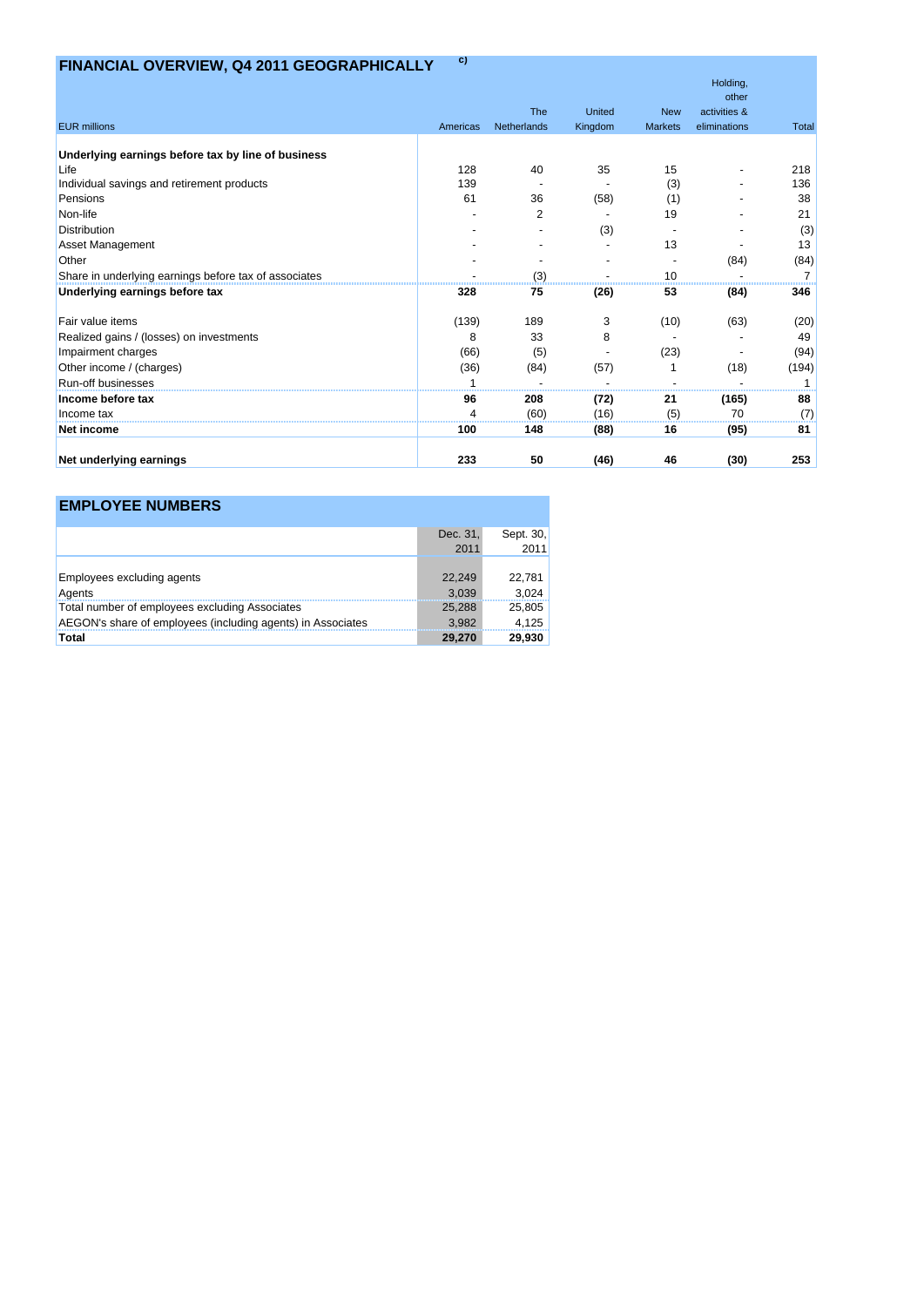## FINANCIAL OVERVIEW, Q4 2011 GEOGRAPHICALLY c)

| EUR millions | Americas | The Netherlands | United Kingdom | New Markets | Holding, other activities & eliminations | Total |
|---|---|---|---|---|---|---|
| **Underlying earnings before tax by line of business** | | | | | | |
| Life | 128 | 40 | 35 | 15 | - | 218 |
| Individual savings and retirement products | 139 | - | - | (3) | - | 136 |
| Pensions | 61 | 36 | (58) | (1) | - | 38 |
| Non-life | - | 2 | - | 19 | - | 21 |
| Distribution | - | - | (3) | - | - | (3) |
| Asset Management | - | - | - | 13 | - | 13 |
| Other | - | - | - | - | (84) | (84) |
| Share in underlying earnings before tax of associates | - | (3) | - | 10 | - | 7 |
| **Underlying earnings before tax** | **328** | **75** | **(26)** | **53** | **(84)** | **346** |
| | | | | | | |
| Fair value items | (139) | 189 | 3 | (10) | (63) | (20) |
| Realized gains / (losses) on investments | 8 | 33 | 8 | - | - | 49 |
| Impairment charges | (66) | (5) | - | (23) | - | (94) |
| Other income / (charges) | (36) | (84) | (57) | 1 | (18) | (194) |
| Run-off businesses | 1 | - | - | - | - | 1 |
| **Income before tax** | **96** | **208** | **(72)** | **21** | **(165)** | **88** |
| Income tax | 4 | (60) | (16) | (5) | 70 | (7) |
| **Net income** | **100** | **148** | **(88)** | **16** | **(95)** | **81** |
| | | | | | | |
| **Net underlying earnings** | **233** | **50** | **(46)** | **46** | **(30)** | **253** |

## EMPLOYEE NUMBERS

| | Dec. 31, 2011 | Sept. 30, 2011 |
|---|---|---|
| Employees excluding agents | 22,249 | 22,781 |
| Agents | 3,039 | 3,024 |
| Total number of employees excluding Associates | 25,288 | 25,805 |
| AEGON's share of employees (including agents) in Associates | 3,982 | 4,125 |
| **Total** | **29,270** | **29,930** |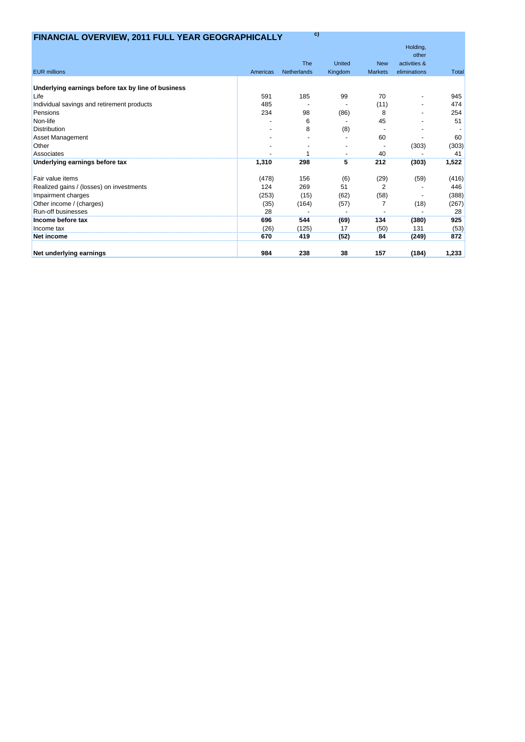## FINANCIAL OVERVIEW, 2011 FULL YEAR GEOGRAPHICALLY c)

| EUR millions | Americas | The Netherlands | United Kingdom | New Markets | Holding, other activities & eliminations | Total |
|---|---|---|---|---|---|---|
| **Underlying earnings before tax by line of business** | | | | | | |
| Life | 591 | 185 | 99 | 70 | - | 945 |
| Individual savings and retirement products | 485 | - | - | (11) | - | 474 |
| Pensions | 234 | 98 | (86) | 8 | - | 254 |
| Non-life | - | 6 | - | 45 | - | 51 |
| Distribution | - | 8 | (8) | - | - | - |
| Asset Management | - | - | - | 60 | - | 60 |
| Other | - | - | - | - | (303) | (303) |
| Associates | - | 1 | - | 40 | - | 41 |
| **Underlying earnings before tax** | **1,310** | **298** | **5** | **212** | **(303)** | **1,522** |
| | | | | | | |
| Fair value items | (478) | 156 | (6) | (29) | (59) | (416) |
| Realized gains / (losses) on investments | 124 | 269 | 51 | 2 | - | 446 |
| Impairment charges | (253) | (15) | (62) | (58) | - | (388) |
| Other income / (charges) | (35) | (164) | (57) | 7 | (18) | (267) |
| Run-off businesses | 28 | - | - | - | - | 28 |
| **Income before tax** | **696** | **544** | **(69)** | **134** | **(380)** | **925** |
| Income tax | (26) | (125) | 17 | (50) | 131 | (53) |
| **Net income** | **670** | **419** | **(52)** | **84** | **(249)** | **872** |
| | | | | | | |
| **Net underlying earnings** | **984** | **238** | **38** | **157** | **(184)** | **1,233** |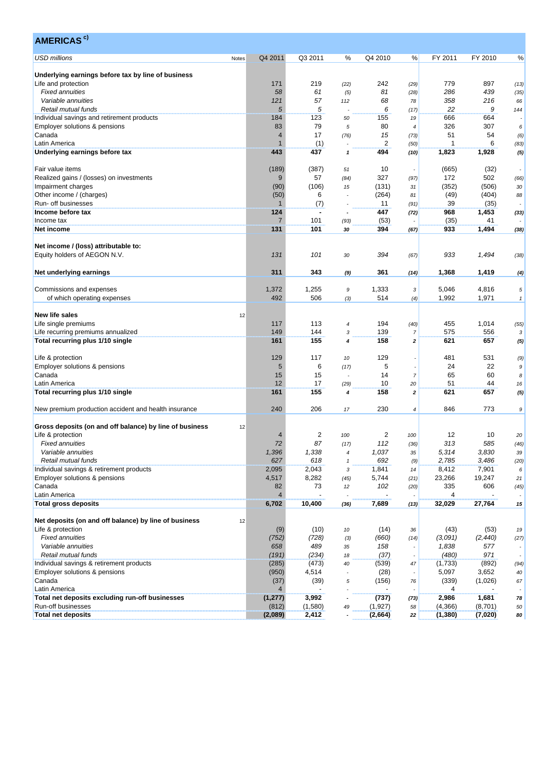## AMERICAS [c)]

| *USD millions* | Notes | Q4 2011 | Q3 2011 | % | Q4 2010 | % | FY 2011 | FY 2010 | % |
|---|---|---|---|---|---|---|---|---|---|
| **Underlying earnings before tax by line of business** | | | | | | | | | |
| Life and protection | | 171 | 219 | *(22)* | 242 | *(29)* | 779 | 897 | *(13)* |
| *Fixed annuities* | | *58* | *61* | *(5)* | *81* | *(28)* | *286* | *439* | *(35)* |
| *Variable annuities* | | *121* | *57* | *112* | *68* | *78* | *358* | *216* | *66* |
| *Retail mutual funds* | | *5* | *5* | *-* | *6* | *(17)* | *22* | *9* | *144* |
| Individual savings and retirement products | | 184 | 123 | *50* | 155 | *19* | 666 | 664 | *-* |
| Employer solutions & pensions | | 83 | 79 | *5* | 80 | *4* | 326 | 307 | *6* |
| Canada | | 4 | 17 | *(76)* | 15 | *(73)* | 51 | 54 | *(6)* |
| Latin America | | 1 | (1) | *-* | 2 | *(50)* | 1 | 6 | *(83)* |
| **Underlying earnings before tax** | | **443** | **437** | ***1*** | **494** | ***(10)*** | **1,823** | **1,928** | ***(5)*** |
| | | | | | | | | | |
| Fair value items | | (189) | (387) | *51* | 10 | *-* | (665) | (32) | *-* |
| Realized gains / (losses) on investments | | 9 | 57 | *(84)* | 327 | *(97)* | 172 | 502 | *(66)* |
| Impairment charges | | (90) | (106) | *15* | (131) | *31* | (352) | (506) | *30* |
| Other income / (charges) | | (50) | 6 | *-* | (264) | *81* | (49) | (404) | *88* |
| Run- off businesses | | 1 | (7) | *-* | 11 | *(91)* | 39 | (35) | *-* |
| **Income before tax** | | **124** | **-** | ***-*** | **447** | ***(72)*** | **968** | **1,453** | ***(33)*** |
| Income tax | | 7 | 101 | *(93)* | (53) | *-* | (35) | 41 | *-* |
| **Net income** | | **131** | **101** | ***30*** | **394** | ***(67)*** | **933** | **1,494** | ***(38)*** |
| | | | | | | | | | |
| **Net income / (loss) attributable to:** | | | | | | | | | |
| Equity holders of AEGON N.V. | | *131* | *101* | *30* | *394* | *(67)* | *933* | *1,494* | *(38)* |
| | | | | | | | | | |
| **Net underlying earnings** | | **311** | **343** | ***(9)*** | **361** | ***(14)*** | **1,368** | **1,419** | ***(4)*** |
| | | | | | | | | | |
| Commissions and expenses | | 1,372 | 1,255 | *9* | 1,333 | *3* | 5,046 | 4,816 | *5* |
| of which operating expenses | | 492 | 506 | *(3)* | 514 | *(4)* | 1,992 | 1,971 | *1* |
| | | | | | | | | | |
| **New life sales** | 12 | | | | | | | | |
| Life single premiums | | 117 | 113 | *4* | 194 | *(40)* | 455 | 1,014 | *(55)* |
| Life recurring premiums annualized | | 149 | 144 | *3* | 139 | *7* | 575 | 556 | *3* |
| **Total recurring plus 1/10 single** | | **161** | **155** | ***4*** | **158** | ***2*** | **621** | **657** | ***(5)*** |
| | | | | | | | | | |
| Life & protection | | 129 | 117 | *10* | 129 | *-* | 481 | 531 | *(9)* |
| Employer solutions & pensions | | 5 | 6 | *(17)* | 5 | *-* | 24 | 22 | *9* |
| Canada | | 15 | 15 | *-* | 14 | *7* | 65 | 60 | *8* |
| Latin America | | 12 | 17 | *(29)* | 10 | *20* | 51 | 44 | *16* |
| **Total recurring plus 1/10 single** | | **161** | **155** | ***4*** | **158** | ***2*** | **621** | **657** | ***(5)*** |
| | | | | | | | | | |
| New premium production accident and health insurance | | 240 | 206 | *17* | 230 | *4* | 846 | 773 | *9* |
| | | | | | | | | | |
| **Gross deposits (on and off balance) by line of business** | 12 | | | | | | | | |
| Life & protection | | 4 | 2 | *100* | 2 | *100* | 12 | 10 | *20* |
| *Fixed annuities* | | *72* | *87* | *(17)* | *112* | *(36)* | *313* | *585* | *(46)* |
| *Variable annuities* | | *1,396* | *1,338* | *4* | *1,037* | *35* | *5,314* | *3,830* | *39* |
| *Retail mutual funds* | | *627* | *618* | *1* | *692* | *(9)* | *2,785* | *3,486* | *(20)* |
| Individual savings & retirement products | | 2,095 | 2,043 | *3* | 1,841 | *14* | 8,412 | 7,901 | *6* |
| Employer solutions & pensions | | 4,517 | 8,282 | *(45)* | 5,744 | *(21)* | 23,266 | 19,247 | *21* |
| Canada | | 82 | 73 | *12* | 102 | *(20)* | 335 | 606 | *(45)* |
| Latin America | | 4 | - | *-* | - | *-* | 4 | - | *-* |
| **Total gross deposits** | | **6,702** | **10,400** | ***(36)*** | **7,689** | ***(13)*** | **32,029** | **27,764** | ***15*** |
| | | | | | | | | | |
| **Net deposits (on and off balance) by line of business** | 12 | | | | | | | | |
| Life & protection | | (9) | (10) | *10* | (14) | *36* | (43) | (53) | *19* |
| *Fixed annuities* | | *(752)* | *(728)* | *(3)* | *(660)* | *(14)* | *(3,091)* | *(2,440)* | *(27)* |
| *Variable annuities* | | *658* | *489* | *35* | *158* | *-* | *1,838* | *577* | *-* |
| *Retail mutual funds* | | *(191)* | *(234)* | *18* | *(37)* | *-* | *(480)* | *971* | *-* |
| Individual savings & retirement products | | (285) | (473) | *40* | (539) | *47* | (1,733) | (892) | *(94)* |
| Employer solutions & pensions | | (950) | 4,514 | *-* | (28) | *-* | 5,097 | 3,652 | *40* |
| Canada | | (37) | (39) | *5* | (156) | *76* | (339) | (1,026) | *67* |
| Latin America | | 4 | - | *-* | - | *-* | 4 | - | *-* |
| **Total net deposits excluding run-off businesses** | | **(1,277)** | **3,992** | ***-*** | **(737)** | ***(73)*** | **2,986** | **1,681** | ***78*** |
| Run-off businesses | | (812) | (1,580) | *49* | (1,927) | *58* | (4,366) | (8,701) | *50* |
| **Total net deposits** | | **(2,089)** | **2,412** | ***-*** | **(2,664)** | ***22*** | **(1,380)** | **(7,020)** | ***80*** |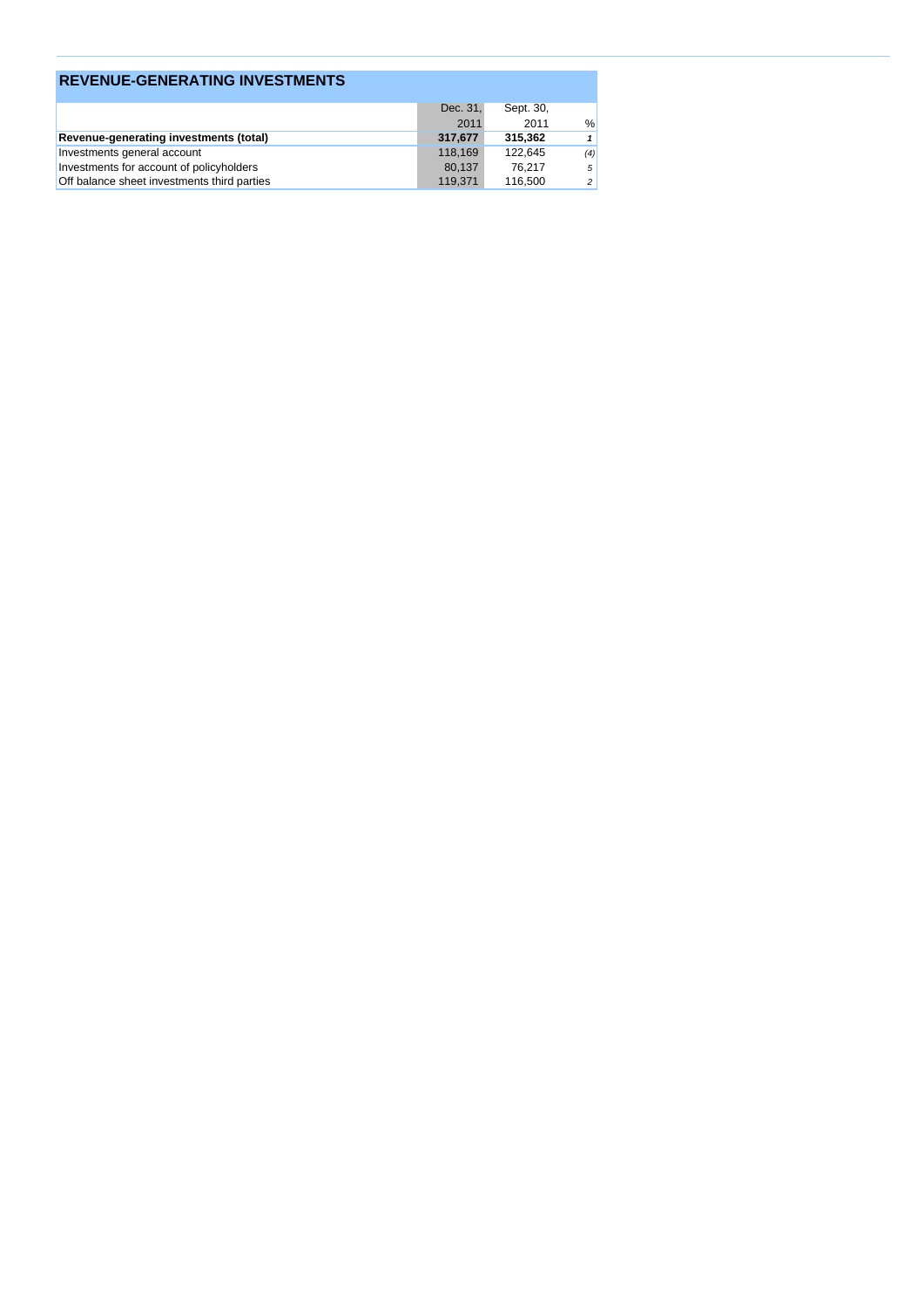## REVENUE-GENERATING INVESTMENTS

| | Dec. 31, 2011 | Sept. 30, 2011 | % |
|---|---|---|---|
| **Revenue-generating investments (total)** | **317,677** | **315,362** | ***1*** |
| Investments general account | 118,169 | 122,645 | *(4)* |
| Investments for account of policyholders | 80,137 | 76,217 | *5* |
| Off balance sheet investments third parties | 119,371 | 116,500 | *2* |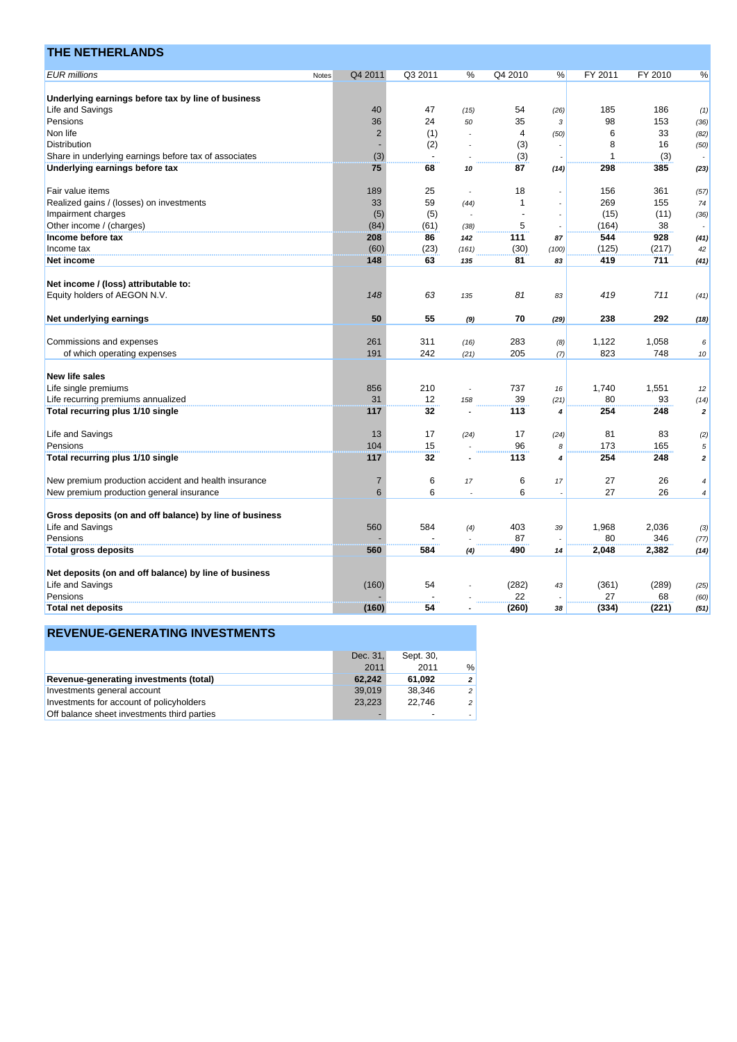## THE NETHERLANDS

| *EUR millions* | Notes | Q4 2011 | Q3 2011 | % | Q4 2010 | % | FY 2011 | FY 2010 | % |
|---|---|---|---|---|---|---|---|---|---|
| **Underlying earnings before tax by line of business** | | | | | | | | | |
| Life and Savings | | 40 | 47 | *(15)* | 54 | *(26)* | 185 | 186 | *(1)* |
| Pensions | | 36 | 24 | *50* | 35 | *3* | 98 | 153 | *(36)* |
| Non life | | 2 | (1) | - | 4 | *(50)* | 6 | 33 | *(82)* |
| Distribution | | - | (2) | - | (3) | - | 8 | 16 | *(50)* |
| Share in underlying earnings before tax of associates | | (3) | - | - | (3) | - | 1 | (3) | - |
| **Underlying earnings before tax** | | **75** | **68** | ***10*** | **87** | ***(14)*** | **298** | **385** | ***(23)*** |
| | | | | | | | | | |
| Fair value items | | 189 | 25 | - | 18 | - | 156 | 361 | *(57)* |
| Realized gains / (losses) on investments | | 33 | 59 | *(44)* | 1 | - | 269 | 155 | *74* |
| Impairment charges | | (5) | (5) | - | - | - | (15) | (11) | *(36)* |
| Other income / (charges) | | (84) | (61) | *(38)* | 5 | - | (164) | 38 | - |
| **Income before tax** | | **208** | **86** | ***142*** | **111** | ***87*** | **544** | **928** | ***(41)*** |
| Income tax | | (60) | (23) | *(161)* | (30) | *(100)* | (125) | (217) | *42* |
| **Net income** | | **148** | **63** | ***135*** | **81** | ***83*** | **419** | **711** | ***(41)*** |
| | | | | | | | | | |
| **Net income / (loss) attributable to:** | | | | | | | | | |
| Equity holders of AEGON N.V. | | *148* | *63* | *135* | *81* | *83* | *419* | *711* | *(41)* |
| | | | | | | | | | |
| **Net underlying earnings** | | **50** | **55** | ***(9)*** | **70** | ***(29)*** | **238** | **292** | ***(18)*** |
| | | | | | | | | | |
| Commissions and expenses | | 261 | 311 | *(16)* | 283 | *(8)* | 1,122 | 1,058 | *6* |
| of which operating expenses | | 191 | 242 | *(21)* | 205 | *(7)* | 823 | 748 | *10* |
| | | | | | | | | | |
| **New life sales** | | | | | | | | | |
| Life single premiums | | 856 | 210 | - | 737 | *16* | 1,740 | 1,551 | *12* |
| Life recurring premiums annualized | | 31 | 12 | *158* | 39 | *(21)* | 80 | 93 | *(14)* |
| **Total recurring plus 1/10 single** | | **117** | **32** | - | **113** | ***4*** | **254** | **248** | ***2*** |
| | | | | | | | | | |
| Life and Savings | | 13 | 17 | *(24)* | 17 | *(24)* | 81 | 83 | *(2)* |
| Pensions | | 104 | 15 | - | 96 | *8* | 173 | 165 | *5* |
| **Total recurring plus 1/10 single** | | **117** | **32** | - | **113** | ***4*** | **254** | **248** | ***2*** |
| | | | | | | | | | |
| New premium production accident and health insurance | | 7 | 6 | *17* | 6 | *17* | 27 | 26 | *4* |
| New premium production general insurance | | 6 | 6 | - | 6 | - | 27 | 26 | *4* |
| | | | | | | | | | |
| **Gross deposits (on and off balance) by line of business** | | | | | | | | | |
| Life and Savings | | 560 | 584 | *(4)* | 403 | *39* | 1,968 | 2,036 | *(3)* |
| Pensions | | - | - | - | 87 | - | 80 | 346 | *(77)* |
| **Total gross deposits** | | **560** | **584** | ***(4)*** | **490** | ***14*** | **2,048** | **2,382** | ***(14)*** |
| | | | | | | | | | |
| **Net deposits (on and off balance) by line of business** | | | | | | | | | |
| Life and Savings | | (160) | 54 | - | (282) | *43* | (361) | (289) | *(25)* |
| Pensions | | - | - | - | 22 | - | 27 | 68 | *(60)* |
| **Total net deposits** | | **(160)** | **54** | - | **(260)** | ***38*** | **(334)** | **(221)** | ***(51)*** |

## REVENUE-GENERATING INVESTMENTS

| | Dec. 31, 2011 | Sept. 30, 2011 | % |
|---|---|---|---|
| **Revenue-generating investments (total)** | **62,242** | **61,092** | ***2*** |
| Investments general account | 39,019 | 38,346 | *2* |
| Investments for account of policyholders | 23,223 | 22,746 | *2* |
| Off balance sheet investments third parties | - | - | - |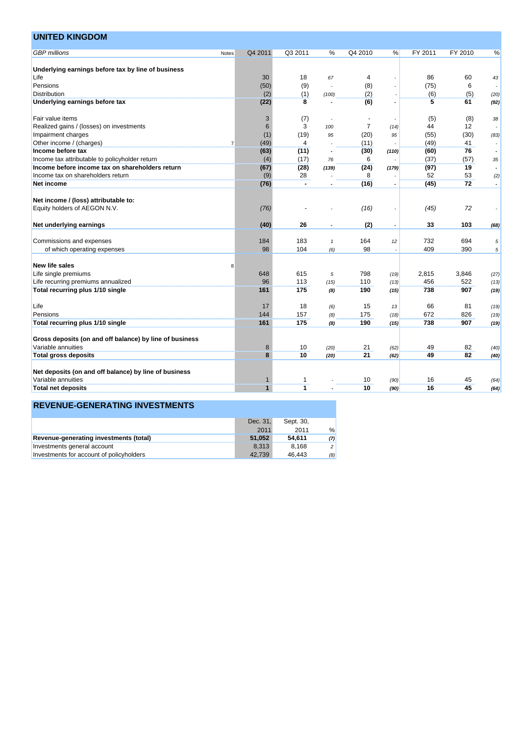## UNITED KINGDOM

| *GBP millions* | Notes | Q4 2011 | Q3 2011 | % | Q4 2010 | % | FY 2011 | FY 2010 | % |
|---|---|---|---|---|---|---|---|---|---|
| **Underlying earnings before tax by line of business** | | | | | | | | | |
| Life | | 30 | 18 | *67* | 4 | - | 86 | 60 | *43* |
| Pensions | | (50) | (9) | - | (8) | - | (75) | 6 | - |
| Distribution | | (2) | (1) | *(100)* | (2) | - | (6) | (5) | *(20)* |
| **Underlying earnings before tax** | | **(22)** | **8** | - | **(6)** | - | **5** | **61** | ***(92)*** |
| | | | | | | | | | |
| Fair value items | | 3 | (7) | - | - | - | (5) | (8) | *38* |
| Realized gains / (losses) on investments | | 6 | 3 | *100* | 7 | *(14)* | 44 | 12 | - |
| Impairment charges | | (1) | (19) | *95* | (20) | *95* | (55) | (30) | *(83)* |
| Other income / (charges) | 7 | (49) | 4 | - | (11) | - | (49) | 41 | - |
| **Income before tax** | | **(63)** | **(11)** | - | **(30)** | ***(110)*** | **(60)** | **76** | - |
| Income tax attributable to policyholder return | | (4) | (17) | *76* | 6 | - | (37) | (57) | *35* |
| **Income before income tax on shareholders return** | | **(67)** | **(28)** | ***(139)*** | **(24)** | ***(179)*** | **(97)** | **19** | - |
| Income tax on shareholders return | | (9) | 28 | - | 8 | - | 52 | 53 | *(2)* |
| **Net income** | | **(76)** | **-** | - | **(16)** | - | **(45)** | **72** | - |
| | | | | | | | | | |
| **Net income / (loss) attributable to:** | | | | | | | | | |
| Equity holders of AEGON N.V. | | *(76)* | - | - | *(16)* | - | *(45)* | *72* | - |
| | | | | | | | | | |
| **Net underlying earnings** | | **(40)** | **26** | - | **(2)** | - | **33** | **103** | ***(68)*** |
| | | | | | | | | | |
| Commissions and expenses | | 184 | 183 | *1* | 164 | *12* | 732 | 694 | *5* |
| of which operating expenses | | 98 | 104 | *(6)* | 98 | - | 409 | 390 | *5* |
| | | | | | | | | | |
| **New life sales** | 8 | | | | | | | | |
| Life single premiums | | 648 | 615 | *5* | 798 | *(19)* | 2,815 | 3,846 | *(27)* |
| Life recurring premiums annualized | | 96 | 113 | *(15)* | 110 | *(13)* | 456 | 522 | *(13)* |
| **Total recurring plus 1/10 single** | | **161** | **175** | ***(8)*** | **190** | ***(15)*** | **738** | **907** | ***(19)*** |
| | | | | | | | | | |
| Life | | 17 | 18 | *(6)* | 15 | *13* | 66 | 81 | *(19)* |
| Pensions | | 144 | 157 | *(8)* | 175 | *(18)* | 672 | 826 | *(19)* |
| **Total recurring plus 1/10 single** | | **161** | **175** | ***(8)*** | **190** | ***(15)*** | **738** | **907** | ***(19)*** |
| | | | | | | | | | |
| **Gross deposits (on and off balance) by line of business** | | | | | | | | | |
| Variable annuities | | 8 | 10 | *(20)* | 21 | *(62)* | 49 | 82 | *(40)* |
| **Total gross deposits** | | **8** | **10** | ***(20)*** | **21** | ***(62)*** | **49** | **82** | ***(40)*** |
| | | | | | | | | | |
| **Net deposits (on and off balance) by line of business** | | | | | | | | | |
| Variable annuities | | 1 | 1 | - | 10 | *(90)* | 16 | 45 | *(64)* |
| **Total net deposits** | | **1** | **1** | - | **10** | ***(90)*** | **16** | **45** | ***(64)*** |

## REVENUE-GENERATING INVESTMENTS

| | Dec. 31, 2011 | Sept. 30, 2011 | % |
|---|---|---|---|
| **Revenue-generating investments (total)** | **51,052** | **54,611** | ***(7)*** |
| Investments general account | 8,313 | 8,168 | *2* |
| Investments for account of policyholders | 42,739 | 46,443 | *(8)* |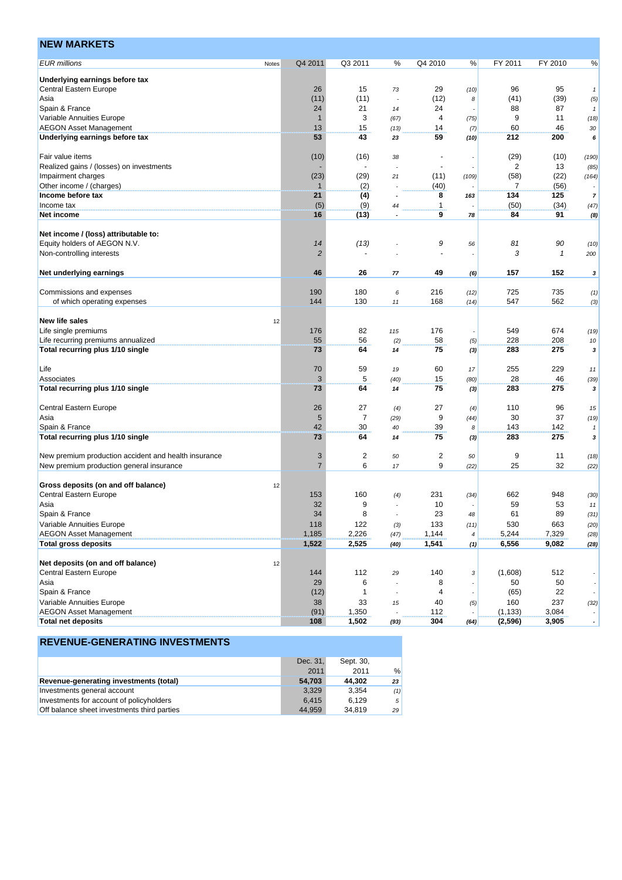## NEW MARKETS

| *EUR millions* | Notes | Q4 2011 | Q3 2011 | % | Q4 2010 | % | FY 2011 | FY 2010 | % |
|---|---|---|---|---|---|---|---|---|---|
| **Underlying earnings before tax** | | | | | | | | | |
| Central Eastern Europe | | 26 | 15 | 73 | 29 | (10) | 96 | 95 | 1 |
| Asia | | (11) | (11) | - | (12) | 8 | (41) | (39) | (5) |
| Spain & France | | 24 | 21 | 14 | 24 | - | 88 | 87 | 1 |
| Variable Annuities Europe | | 1 | 3 | (67) | 4 | (75) | 9 | 11 | (18) |
| AEGON Asset Management | | 13 | 15 | (13) | 14 | (7) | 60 | 46 | 30 |
| **Underlying earnings before tax** | | **53** | **43** | **23** | **59** | **(10)** | **212** | **200** | **6** |
| | | | | | | | | | |
| Fair value items | | (10) | (16) | 38 | - | - | (29) | (10) | (190) |
| Realized gains / (losses) on investments | | - | - | - | - | - | 2 | 13 | (85) |
| Impairment charges | | (23) | (29) | 21 | (11) | (109) | (58) | (22) | (164) |
| Other income / (charges) | | 1 | (2) | - | (40) | - | 7 | (56) | - |
| **Income before tax** | | **21** | **(4)** | **-** | **8** | **163** | **134** | **125** | **7** |
| Income tax | | (5) | (9) | 44 | 1 | - | (50) | (34) | (47) |
| **Net income** | | **16** | **(13)** | **-** | **9** | **78** | **84** | **91** | **(8)** |
| | | | | | | | | | |
| **Net income / (loss) attributable to:** | | | | | | | | | |
| Equity holders of AEGON N.V. | | *14* | *(13)* | - | *9* | 56 | *81* | *90* | (10) |
| Non-controlling interests | | *2* | - | - | - | - | *3* | *1* | 200 |
| | | | | | | | | | |
| **Net underlying earnings** | | **46** | **26** | **77** | **49** | **(6)** | **157** | **152** | **3** |
| | | | | | | | | | |
| Commissions and expenses | | 190 | 180 | 6 | 216 | (12) | 725 | 735 | (1) |
| of which operating expenses | | 144 | 130 | 11 | 168 | (14) | 547 | 562 | (3) |
| | | | | | | | | | |
| **New life sales** | 12 | | | | | | | | |
| Life single premiums | | 176 | 82 | 115 | 176 | - | 549 | 674 | (19) |
| Life recurring premiums annualized | | 55 | 56 | (2) | 58 | (5) | 228 | 208 | 10 |
| **Total recurring plus 1/10 single** | | **73** | **64** | **14** | **75** | **(3)** | **283** | **275** | **3** |
| | | | | | | | | | |
| Life | | 70 | 59 | 19 | 60 | 17 | 255 | 229 | 11 |
| Associates | | 3 | 5 | (40) | 15 | (80) | 28 | 46 | (39) |
| **Total recurring plus 1/10 single** | | **73** | **64** | **14** | **75** | **(3)** | **283** | **275** | **3** |
| | | | | | | | | | |
| Central Eastern Europe | | 26 | 27 | (4) | 27 | (4) | 110 | 96 | 15 |
| Asia | | 5 | 7 | (29) | 9 | (44) | 30 | 37 | (19) |
| Spain & France | | 42 | 30 | 40 | 39 | 8 | 143 | 142 | 1 |
| **Total recurring plus 1/10 single** | | **73** | **64** | **14** | **75** | **(3)** | **283** | **275** | **3** |
| | | | | | | | | | |
| New premium production accident and health insurance | | 3 | 2 | 50 | 2 | 50 | 9 | 11 | (18) |
| New premium production general insurance | | 7 | 6 | 17 | 9 | (22) | 25 | 32 | (22) |
| | | | | | | | | | |
| **Gross deposits (on and off balance)** | 12 | | | | | | | | |
| Central Eastern Europe | | 153 | 160 | (4) | 231 | (34) | 662 | 948 | (30) |
| Asia | | 32 | 9 | - | 10 | - | 59 | 53 | 11 |
| Spain & France | | 34 | 8 | - | 23 | 48 | 61 | 89 | (31) |
| Variable Annuities Europe | | 118 | 122 | (3) | 133 | (11) | 530 | 663 | (20) |
| AEGON Asset Management | | 1,185 | 2,226 | (47) | 1,144 | 4 | 5,244 | 7,329 | (28) |
| **Total gross deposits** | | **1,522** | **2,525** | **(40)** | **1,541** | **(1)** | **6,556** | **9,082** | **(28)** |
| | | | | | | | | | |
| **Net deposits (on and off balance)** | 12 | | | | | | | | |
| Central Eastern Europe | | 144 | 112 | 29 | 140 | 3 | (1,608) | 512 | - |
| Asia | | 29 | 6 | - | 8 | - | 50 | 50 | - |
| Spain & France | | (12) | 1 | - | 4 | - | (65) | 22 | - |
| Variable Annuities Europe | | 38 | 33 | 15 | 40 | (5) | 160 | 237 | (32) |
| AEGON Asset Management | | (91) | 1,350 | - | 112 | - | (1,133) | 3,084 | - |
| **Total net deposits** | | **108** | **1,502** | **(93)** | **304** | **(64)** | **(2,596)** | **3,905** | **-** |

## REVENUE-GENERATING INVESTMENTS

| | Dec. 31, 2011 | Sept. 30, 2011 | % |
|---|---|---|---|
| **Revenue-generating investments (total)** | **54,703** | **44,302** | **23** |
| Investments general account | 3,329 | 3,354 | (1) |
| Investments for account of policyholders | 6,415 | 6,129 | 5 |
| Off balance sheet investments third parties | 44,959 | 34,819 | 29 |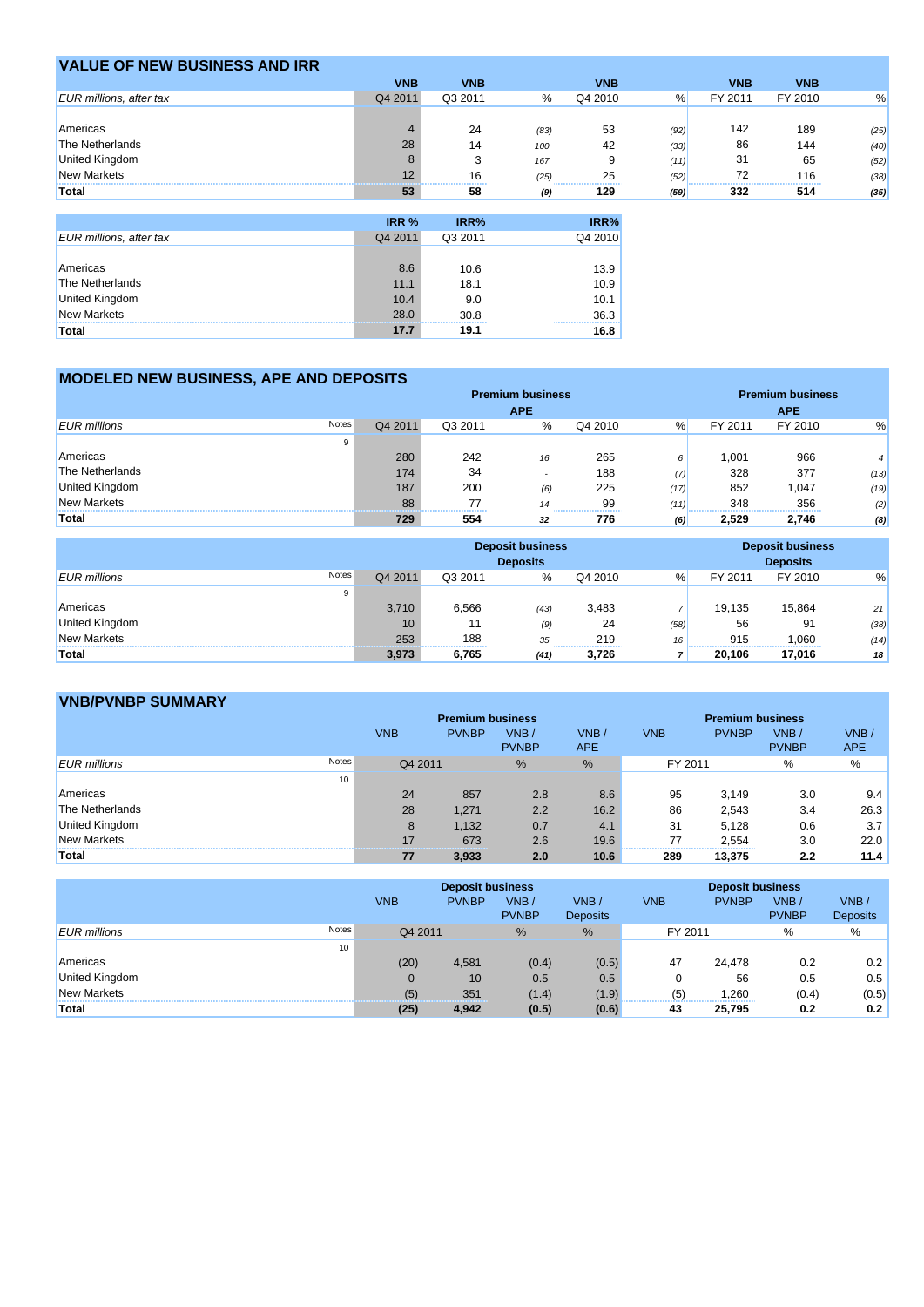## VALUE OF NEW BUSINESS AND IRR

| EUR millions, after tax | VNB Q4 2011 | VNB Q3 2011 | % | VNB Q4 2010 | % | VNB FY 2011 | VNB FY 2010 | % |
|---|---|---|---|---|---|---|---|---|
| Americas | 4 | 24 | (83) | 53 | (92) | 142 | 189 | (25) |
| The Netherlands | 28 | 14 | 100 | 42 | (33) | 86 | 144 | (40) |
| United Kingdom | 8 | 3 | 167 | 9 | (11) | 31 | 65 | (52) |
| New Markets | 12 | 16 | (25) | 25 | (52) | 72 | 116 | (38) |
| **Total** | **53** | **58** | **(9)** | **129** | **(59)** | **332** | **514** | **(35)** |

| EUR millions, after tax | IRR % Q4 2011 | IRR% Q3 2011 | IRR% Q4 2010 |
|---|---|---|---|
| Americas | 8.6 | 10.6 | 13.9 |
| The Netherlands | 11.1 | 18.1 | 10.9 |
| United Kingdom | 10.4 | 9.0 | 10.1 |
| New Markets | 28.0 | 30.8 | 36.3 |
| **Total** | **17.7** | **19.1** | **16.8** |

## MODELED NEW BUSINESS, APE AND DEPOSITS

| | | Premium business | | | | | Premium business | | |
|---|---|---|---|---|---|---|---|---|---|
| | | APE | | | | | APE | | |
| EUR millions | Notes | Q4 2011 | Q3 2011 | % | Q4 2010 | % | FY 2011 | FY 2010 | % |
| | 9 | | | | | | | | |
| Americas | | 280 | 242 | 16 | 265 | 6 | 1,001 | 966 | 4 |
| The Netherlands | | 174 | 34 | - | 188 | (7) | 328 | 377 | (13) |
| United Kingdom | | 187 | 200 | (6) | 225 | (17) | 852 | 1,047 | (19) |
| New Markets | | 88 | 77 | 14 | 99 | (11) | 348 | 356 | (2) |
| **Total** | | **729** | **554** | **32** | **776** | **(6)** | **2,529** | **2,746** | **(8)** |

| | | Deposit business | | | | | Deposit business | | |
|---|---|---|---|---|---|---|---|---|---|
| | | Deposits | | | | | Deposits | | |
| EUR millions | Notes | Q4 2011 | Q3 2011 | % | Q4 2010 | % | FY 2011 | FY 2010 | % |
| | 9 | | | | | | | | |
| Americas | | 3,710 | 6,566 | (43) | 3,483 | 7 | 19,135 | 15,864 | 21 |
| United Kingdom | | 10 | 11 | (9) | 24 | (58) | 56 | 91 | (38) |
| New Markets | | 253 | 188 | 35 | 219 | 16 | 915 | 1,060 | (14) |
| **Total** | | **3,973** | **6,765** | **(41)** | **3,726** | **7** | **20,106** | **17,016** | **18** |

## VNB/PVNBP SUMMARY

| | | Premium business | | | | Premium business | | | |
|---|---|---|---|---|---|---|---|---|---|
| | | VNB | PVNBP | VNB / PVNBP | VNB / APE | VNB | PVNBP | VNB / PVNBP | VNB / APE |
| EUR millions | Notes | Q4 2011 | | % | % | FY 2011 | | % | % |
| | 10 | | | | | | | | |
| Americas | | 24 | 857 | 2.8 | 8.6 | 95 | 3,149 | 3.0 | 9.4 |
| The Netherlands | | 28 | 1,271 | 2.2 | 16.2 | 86 | 2,543 | 3.4 | 26.3 |
| United Kingdom | | 8 | 1,132 | 0.7 | 4.1 | 31 | 5,128 | 0.6 | 3.7 |
| New Markets | | 17 | 673 | 2.6 | 19.6 | 77 | 2,554 | 3.0 | 22.0 |
| **Total** | | **77** | **3,933** | **2.0** | **10.6** | **289** | **13,375** | **2.2** | **11.4** |

| | | Deposit business | | | | Deposit business | | | |
|---|---|---|---|---|---|---|---|---|---|
| | | VNB | PVNBP | VNB / PVNBP | VNB / Deposits | VNB | PVNBP | VNB / PVNBP | VNB / Deposits |
| EUR millions | Notes | Q4 2011 | | % | % | FY 2011 | | % | % |
| | 10 | | | | | | | | |
| Americas | | (20) | 4,581 | (0.4) | (0.5) | 47 | 24,478 | 0.2 | 0.2 |
| United Kingdom | | 0 | 10 | 0.5 | 0.5 | 0 | 56 | 0.5 | 0.5 |
| New Markets | | (5) | 351 | (1.4) | (1.9) | (5) | 1,260 | (0.4) | (0.5) |
| **Total** | | **(25)** | **4,942** | **(0.5)** | **(0.6)** | **43** | **25,795** | **0.2** | **0.2** |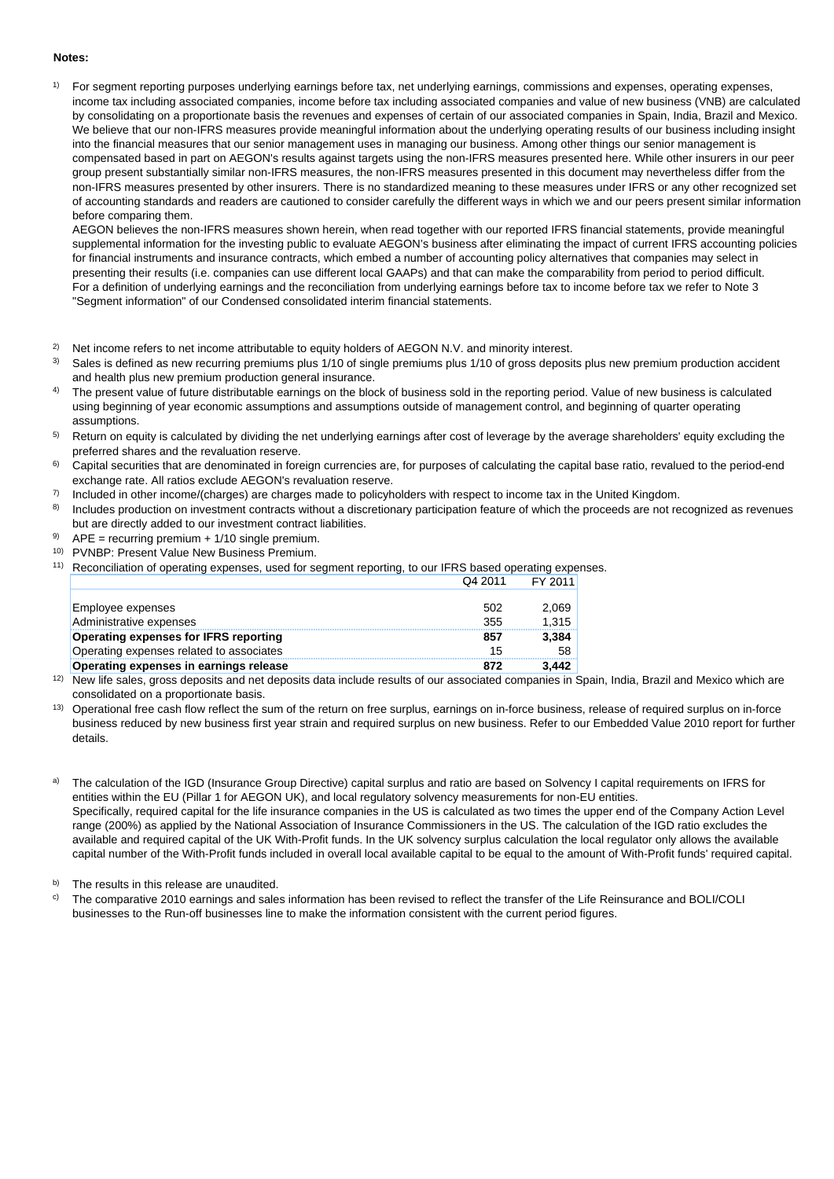**Notes:**

1) For segment reporting purposes underlying earnings before tax, net underlying earnings, commissions and expenses, operating expenses, income tax including associated companies, income before tax including associated companies and value of new business (VNB) are calculated by consolidating on a proportionate basis the revenues and expenses of certain of our associated companies in Spain, India, Brazil and Mexico. We believe that our non-IFRS measures provide meaningful information about the underlying operating results of our business including insight into the financial measures that our senior management uses in managing our business. Among other things our senior management is compensated based in part on AEGON's results against targets using the non-IFRS measures presented here. While other insurers in our peer group present substantially similar non-IFRS measures, the non-IFRS measures presented in this document may nevertheless differ from the non-IFRS measures presented by other insurers. There is no standardized meaning to these measures under IFRS or any other recognized set of accounting standards and readers are cautioned to consider carefully the different ways in which we and our peers present similar information before comparing them.
AEGON believes the non-IFRS measures shown herein, when read together with our reported IFRS financial statements, provide meaningful supplemental information for the investing public to evaluate AEGON's business after eliminating the impact of current IFRS accounting policies for financial instruments and insurance contracts, which embed a number of accounting policy alternatives that companies may select in presenting their results (i.e. companies can use different local GAAPs) and that can make the comparability from period to period difficult.
For a definition of underlying earnings and the reconciliation from underlying earnings before tax to income before tax we refer to Note 3 "Segment information" of our Condensed consolidated interim financial statements.

2) Net income refers to net income attributable to equity holders of AEGON N.V. and minority interest.

3) Sales is defined as new recurring premiums plus 1/10 of single premiums plus 1/10 of gross deposits plus new premium production accident and health plus new premium production general insurance.

4) The present value of future distributable earnings on the block of business sold in the reporting period. Value of new business is calculated using beginning of year economic assumptions and assumptions outside of management control, and beginning of quarter operating assumptions.

5) Return on equity is calculated by dividing the net underlying earnings after cost of leverage by the average shareholders' equity excluding the preferred shares and the revaluation reserve.

6) Capital securities that are denominated in foreign currencies are, for purposes of calculating the capital base ratio, revalued to the period-end exchange rate. All ratios exclude AEGON's revaluation reserve.

7) Included in other income/(charges) are charges made to policyholders with respect to income tax in the United Kingdom.

8) Includes production on investment contracts without a discretionary participation feature of which the proceeds are not recognized as revenues but are directly added to our investment contract liabilities.

9) APE = recurring premium + 1/10 single premium.

10) PVNBP: Present Value New Business Premium.

11) Reconciliation of operating expenses, used for segment reporting, to our IFRS based operating expenses.

| | Q4 2011 | FY 2011 |
|---|---|---|
| Employee expenses | 502 | 2,069 |
| Administrative expenses | 355 | 1,315 |
| **Operating expenses for IFRS reporting** | **857** | **3,384** |
| Operating expenses related to associates | 15 | 58 |
| **Operating expenses in earnings release** | **872** | **3,442** |

12) New life sales, gross deposits and net deposits data include results of our associated companies in Spain, India, Brazil and Mexico which are consolidated on a proportionate basis.

13) Operational free cash flow reflect the sum of the return on free surplus, earnings on in-force business, release of required surplus on in-force business reduced by new business first year strain and required surplus on new business. Refer to our Embedded Value 2010 report for further details.

a) The calculation of the IGD (Insurance Group Directive) capital surplus and ratio are based on Solvency I capital requirements on IFRS for entities within the EU (Pillar 1 for AEGON UK), and local regulatory solvency measurements for non-EU entities.
Specifically, required capital for the life insurance companies in the US is calculated as two times the upper end of the Company Action Level range (200%) as applied by the National Association of Insurance Commissioners in the US. The calculation of the IGD ratio excludes the available and required capital of the UK With-Profit funds. In the UK solvency surplus calculation the local regulator only allows the available capital number of the With-Profit funds included in overall local available capital to be equal to the amount of With-Profit funds' required capital.

b) The results in this release are unaudited.

c) The comparative 2010 earnings and sales information has been revised to reflect the transfer of the Life Reinsurance and BOLI/COLI businesses to the Run-off businesses line to make the information consistent with the current period figures.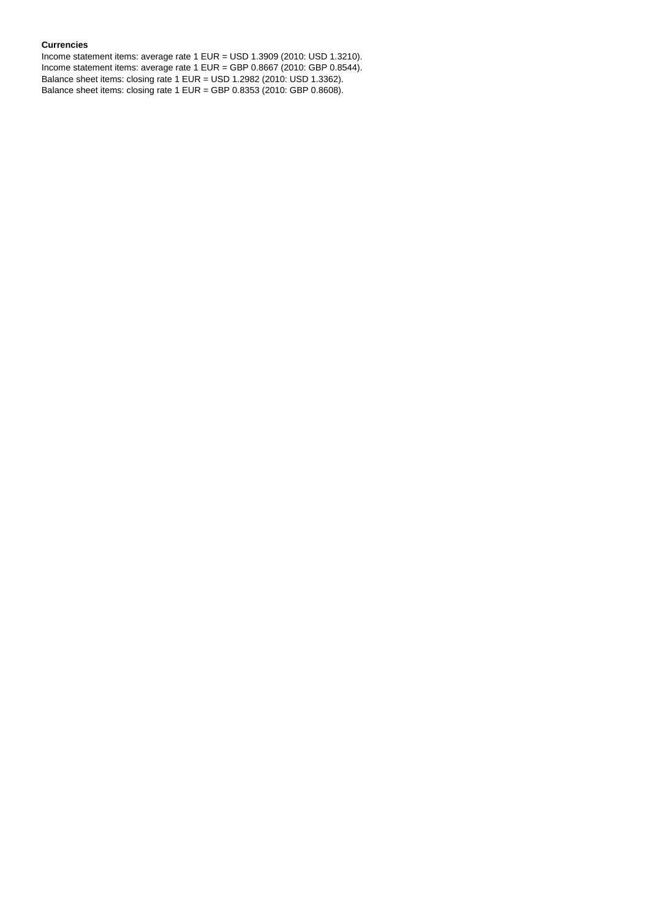**Currencies**

Income statement items: average rate 1 EUR = USD 1.3909 (2010: USD 1.3210).
Income statement items: average rate 1 EUR = GBP 0.8667 (2010: GBP 0.8544).
Balance sheet items: closing rate 1 EUR = USD 1.2982 (2010: USD 1.3362).
Balance sheet items: closing rate 1 EUR = GBP 0.8353 (2010: GBP 0.8608).